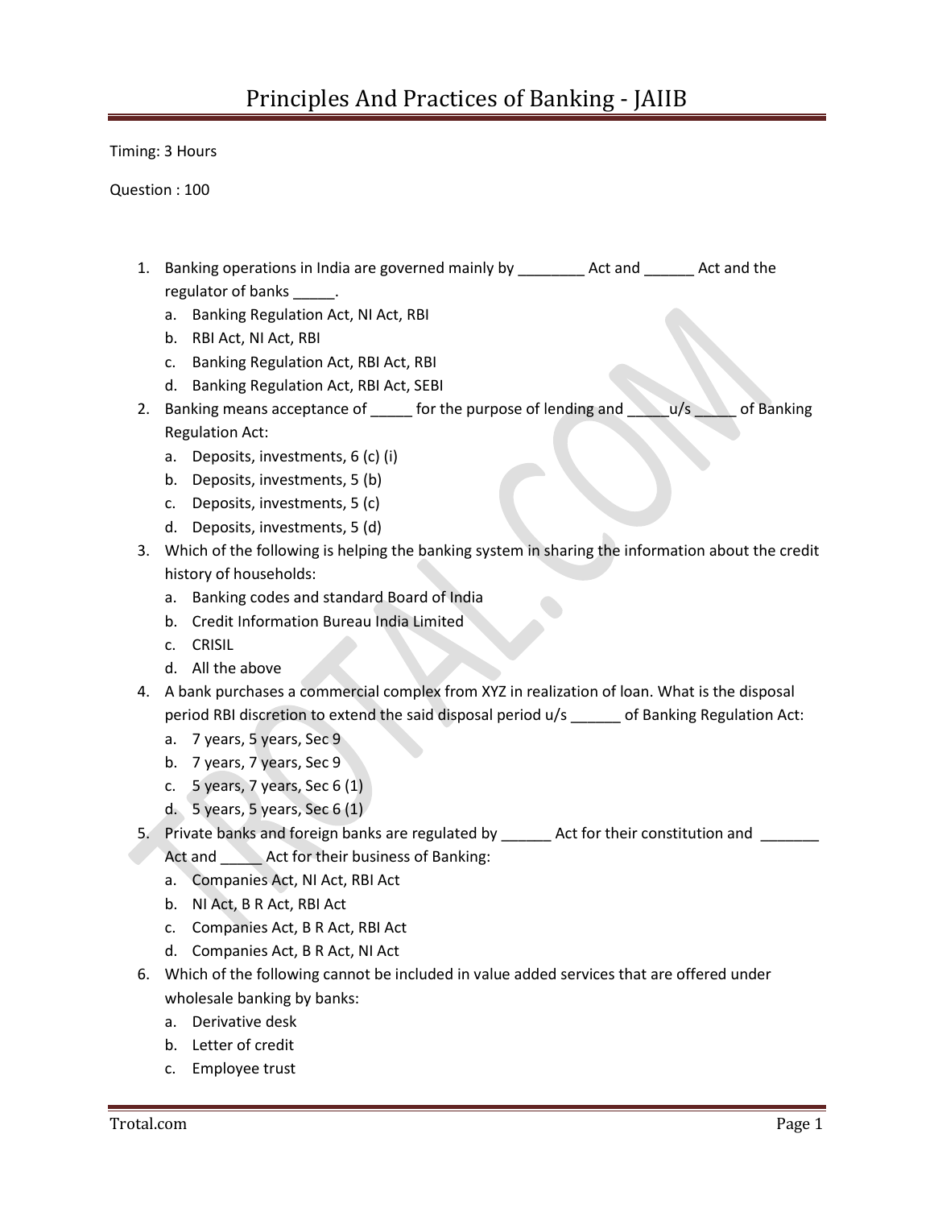# Principles And Practices of Banking - JAIIB

Timing: 3 Hours

Question : 100

1. Banking operations in India are governed mainly by ________ Act and ______ Act and the regulator of banks _____.
   a. Banking Regulation Act, NI Act, RBI
   b. RBI Act, NI Act, RBI
   c. Banking Regulation Act, RBI Act, RBI
   d. Banking Regulation Act, RBI Act, SEBI
2. Banking means acceptance of _____ for the purpose of lending and _____u/s _____ of Banking Regulation Act:
   a. Deposits, investments, 6 (c) (i)
   b. Deposits, investments, 5 (b)
   c. Deposits, investments, 5 (c)
   d. Deposits, investments, 5 (d)
3. Which of the following is helping the banking system in sharing the information about the credit history of households:
   a. Banking codes and standard Board of India
   b. Credit Information Bureau India Limited
   c. CRISIL
   d. All the above
4. A bank purchases a commercial complex from XYZ in realization of loan. What is the disposal period RBI discretion to extend the said disposal period u/s ______ of Banking Regulation Act:
   a. 7 years, 5 years, Sec 9
   b. 7 years, 7 years, Sec 9
   c. 5 years, 7 years, Sec 6 (1)
   d. 5 years, 5 years, Sec 6 (1)
5. Private banks and foreign banks are regulated by ______ Act for their constitution and _______ Act and _____ Act for their business of Banking:
   a. Companies Act, NI Act, RBI Act
   b. NI Act, B R Act, RBI Act
   c. Companies Act, B R Act, RBI Act
   d. Companies Act, B R Act, NI Act
6. Which of the following cannot be included in value added services that are offered under wholesale banking by banks:
   a. Derivative desk
   b. Letter of credit
   c. Employee trust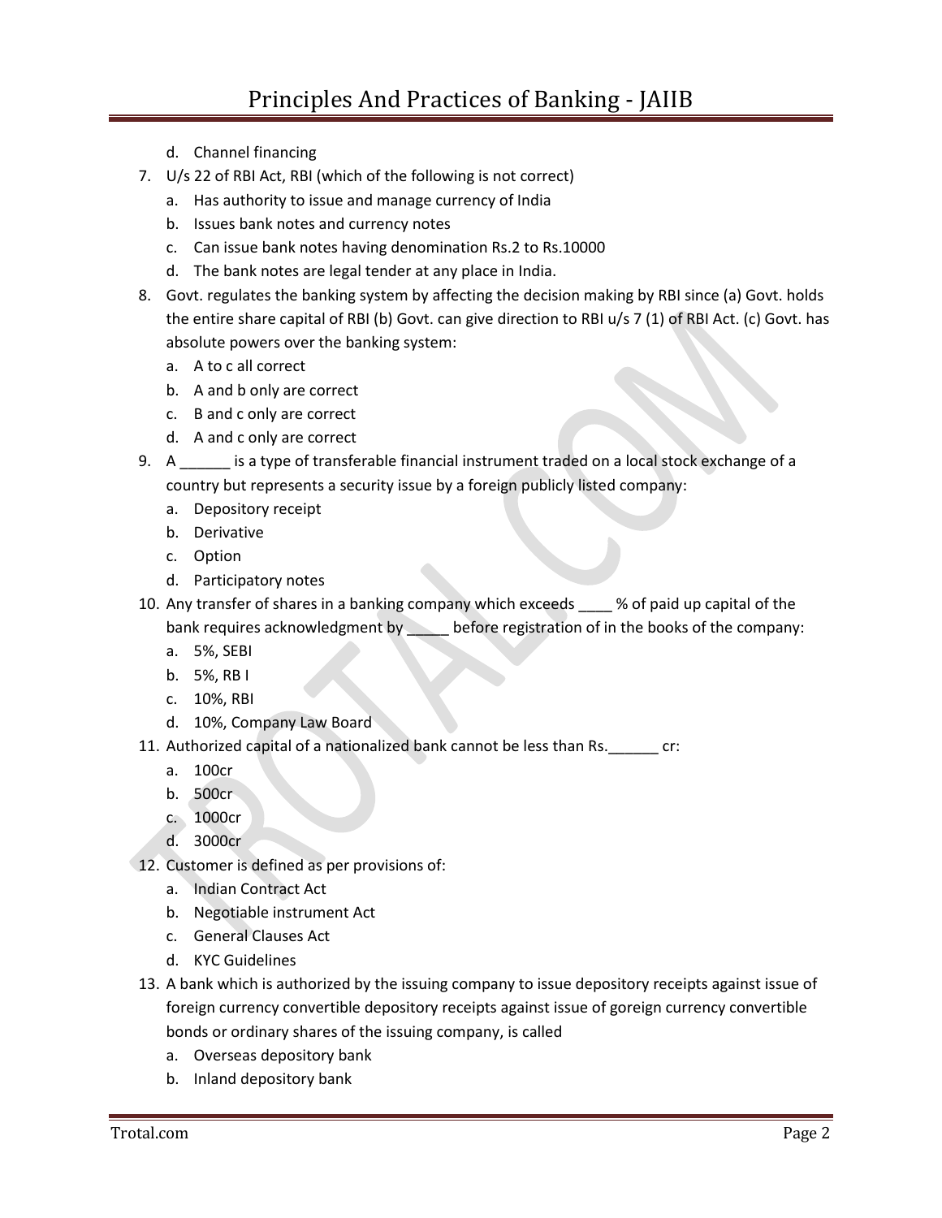d. Channel financing

7. U/s 22 of RBI Act, RBI (which of the following is not correct)
   a. Has authority to issue and manage currency of India
   b. Issues bank notes and currency notes
   c. Can issue bank notes having denomination Rs.2 to Rs.10000
   d. The bank notes are legal tender at any place in India.
8. Govt. regulates the banking system by affecting the decision making by RBI since (a) Govt. holds the entire share capital of RBI (b) Govt. can give direction to RBI u/s 7 (1) of RBI Act. (c) Govt. has absolute powers over the banking system:
   a. A to c all correct
   b. A and b only are correct
   c. B and c only are correct
   d. A and c only are correct
9. A ______ is a type of transferable financial instrument traded on a local stock exchange of a country but represents a security issue by a foreign publicly listed company:
   a. Depository receipt
   b. Derivative
   c. Option
   d. Participatory notes
10. Any transfer of shares in a banking company which exceeds ____ % of paid up capital of the bank requires acknowledgment by _____ before registration of in the books of the company:
    a. 5%, SEBI
    b. 5%, RB I
    c. 10%, RBI
    d. 10%, Company Law Board
11. Authorized capital of a nationalized bank cannot be less than Rs.______ cr:
    a. 100cr
    b. 500cr
    c. 1000cr
    d. 3000cr
12. Customer is defined as per provisions of:
    a. Indian Contract Act
    b. Negotiable instrument Act
    c. General Clauses Act
    d. KYC Guidelines
13. A bank which is authorized by the issuing company to issue depository receipts against issue of foreign currency convertible depository receipts against issue of goreign currency convertible bonds or ordinary shares of the issuing company, is called
    a. Overseas depository bank
    b. Inland depository bank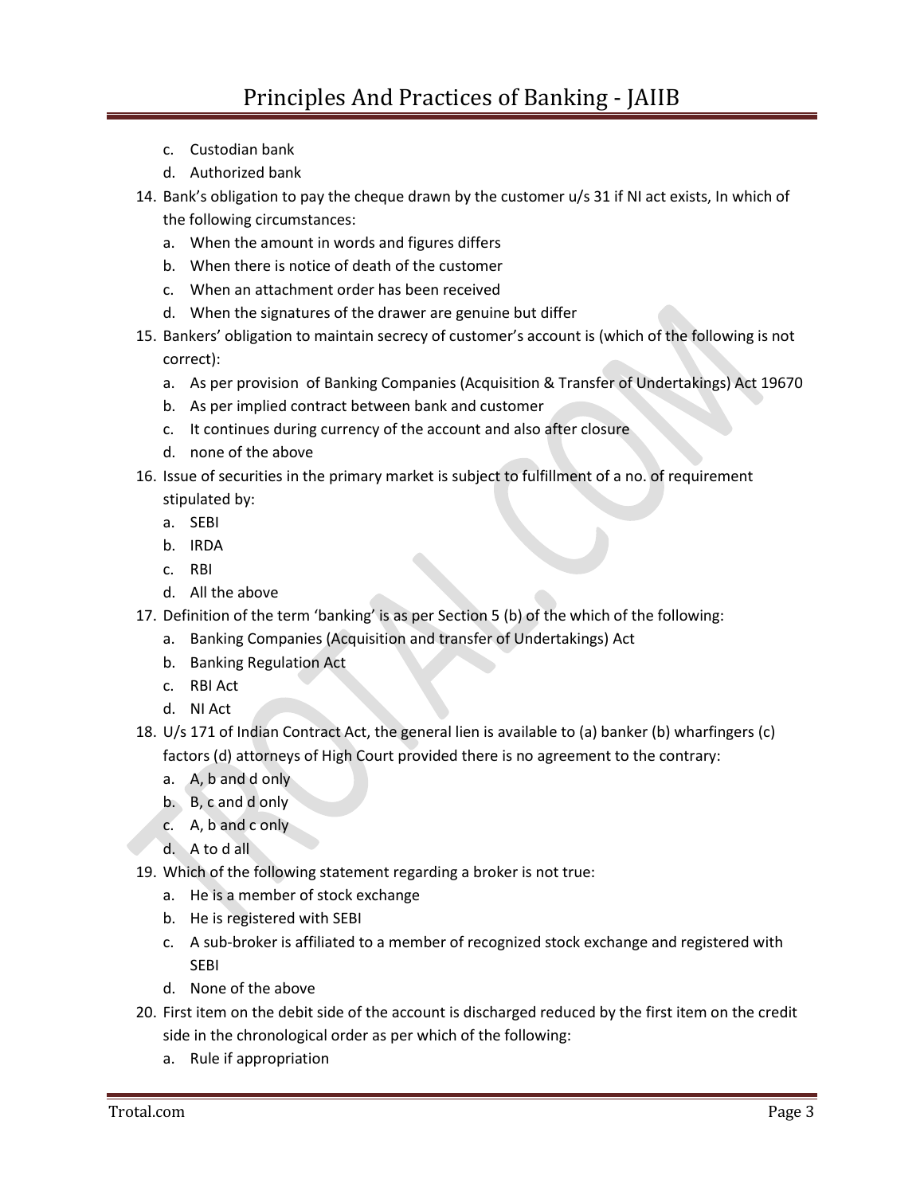c. Custodian bank
d. Authorized bank

14. Bank's obligation to pay the cheque drawn by the customer u/s 31 if NI act exists, In which of the following circumstances:
    a. When the amount in words and figures differs
    b. When there is notice of death of the customer
    c. When an attachment order has been received
    d. When the signatures of the drawer are genuine but differ
15. Bankers' obligation to maintain secrecy of customer's account is (which of the following is not correct):
    a. As per provision of Banking Companies (Acquisition & Transfer of Undertakings) Act 19670
    b. As per implied contract between bank and customer
    c. It continues during currency of the account and also after closure
    d. none of the above
16. Issue of securities in the primary market is subject to fulfillment of a no. of requirement stipulated by:
    a. SEBI
    b. IRDA
    c. RBI
    d. All the above
17. Definition of the term 'banking' is as per Section 5 (b) of the which of the following:
    a. Banking Companies (Acquisition and transfer of Undertakings) Act
    b. Banking Regulation Act
    c. RBI Act
    d. NI Act
18. U/s 171 of Indian Contract Act, the general lien is available to (a) banker (b) wharfingers (c) factors (d) attorneys of High Court provided there is no agreement to the contrary:
    a. A, b and d only
    b. B, c and d only
    c. A, b and c only
    d. A to d all
19. Which of the following statement regarding a broker is not true:
    a. He is a member of stock exchange
    b. He is registered with SEBI
    c. A sub-broker is affiliated to a member of recognized stock exchange and registered with SEBI
    d. None of the above
20. First item on the debit side of the account is discharged reduced by the first item on the credit side in the chronological order as per which of the following:
    a. Rule if appropriation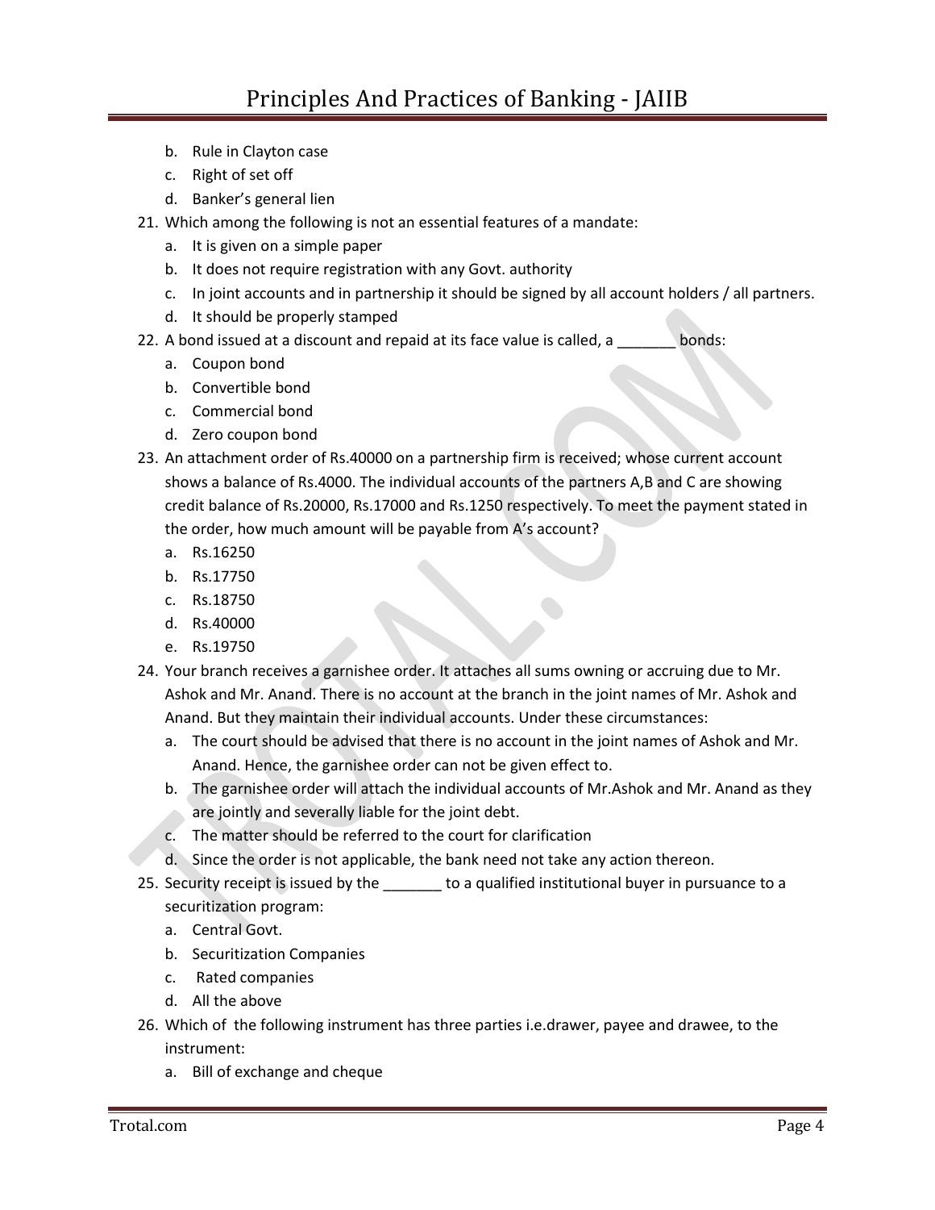b. Rule in Clayton case
   c. Right of set off
   d. Banker's general lien

21. Which among the following is not an essential features of a mandate:
    a. It is given on a simple paper
    b. It does not require registration with any Govt. authority
    c. In joint accounts and in partnership it should be signed by all account holders / all partners.
    d. It should be properly stamped

22. A bond issued at a discount and repaid at its face value is called, a _______ bonds:
    a. Coupon bond
    b. Convertible bond
    c. Commercial bond
    d. Zero coupon bond

23. An attachment order of Rs.40000 on a partnership firm is received; whose current account shows a balance of Rs.4000. The individual accounts of the partners A,B and C are showing credit balance of Rs.20000, Rs.17000 and Rs.1250 respectively. To meet the payment stated in the order, how much amount will be payable from A's account?
    a. Rs.16250
    b. Rs.17750
    c. Rs.18750
    d. Rs.40000
    e. Rs.19750

24. Your branch receives a garnishee order. It attaches all sums owning or accruing due to Mr. Ashok and Mr. Anand. There is no account at the branch in the joint names of Mr. Ashok and Anand. But they maintain their individual accounts. Under these circumstances:
    a. The court should be advised that there is no account in the joint names of Ashok and Mr. Anand. Hence, the garnishee order can not be given effect to.
    b. The garnishee order will attach the individual accounts of Mr.Ashok and Mr. Anand as they are jointly and severally liable for the joint debt.
    c. The matter should be referred to the court for clarification
    d. Since the order is not applicable, the bank need not take any action thereon.

25. Security receipt is issued by the _______ to a qualified institutional buyer in pursuance to a securitization program:
    a. Central Govt.
    b. Securitization Companies
    c. Rated companies
    d. All the above

26. Which of the following instrument has three parties i.e.drawer, payee and drawee, to the instrument:
    a. Bill of exchange and cheque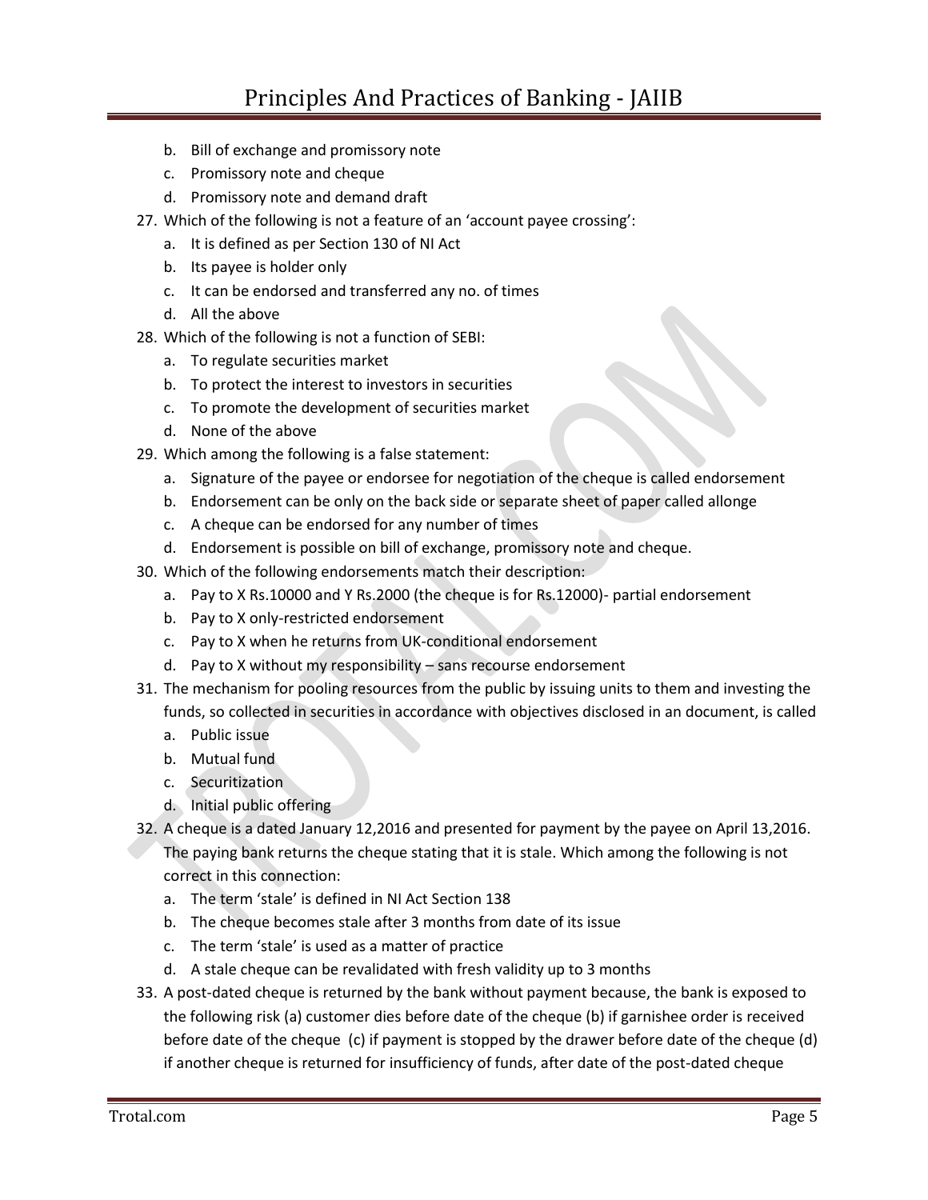b. Bill of exchange and promissory note
c. Promissory note and cheque
d. Promissory note and demand draft

27. Which of the following is not a feature of an 'account payee crossing':
    a. It is defined as per Section 130 of NI Act
    b. Its payee is holder only
    c. It can be endorsed and transferred any no. of times
    d. All the above
28. Which of the following is not a function of SEBI:
    a. To regulate securities market
    b. To protect the interest to investors in securities
    c. To promote the development of securities market
    d. None of the above
29. Which among the following is a false statement:
    a. Signature of the payee or endorsee for negotiation of the cheque is called endorsement
    b. Endorsement can be only on the back side or separate sheet of paper called allonge
    c. A cheque can be endorsed for any number of times
    d. Endorsement is possible on bill of exchange, promissory note and cheque.
30. Which of the following endorsements match their description:
    a. Pay to X Rs.10000 and Y Rs.2000 (the cheque is for Rs.12000)- partial endorsement
    b. Pay to X only-restricted endorsement
    c. Pay to X when he returns from UK-conditional endorsement
    d. Pay to X without my responsibility – sans recourse endorsement
31. The mechanism for pooling resources from the public by issuing units to them and investing the funds, so collected in securities in accordance with objectives disclosed in an document, is called
    a. Public issue
    b. Mutual fund
    c. Securitization
    d. Initial public offering
32. A cheque is a dated January 12,2016 and presented for payment by the payee on April 13,2016. The paying bank returns the cheque stating that it is stale. Which among the following is not correct in this connection:
    a. The term 'stale' is defined in NI Act Section 138
    b. The cheque becomes stale after 3 months from date of its issue
    c. The term 'stale' is used as a matter of practice
    d. A stale cheque can be revalidated with fresh validity up to 3 months
33. A post-dated cheque is returned by the bank without payment because, the bank is exposed to the following risk (a) customer dies before date of the cheque (b) if garnishee order is received before date of the cheque (c) if payment is stopped by the drawer before date of the cheque (d) if another cheque is returned for insufficiency of funds, after date of the post-dated cheque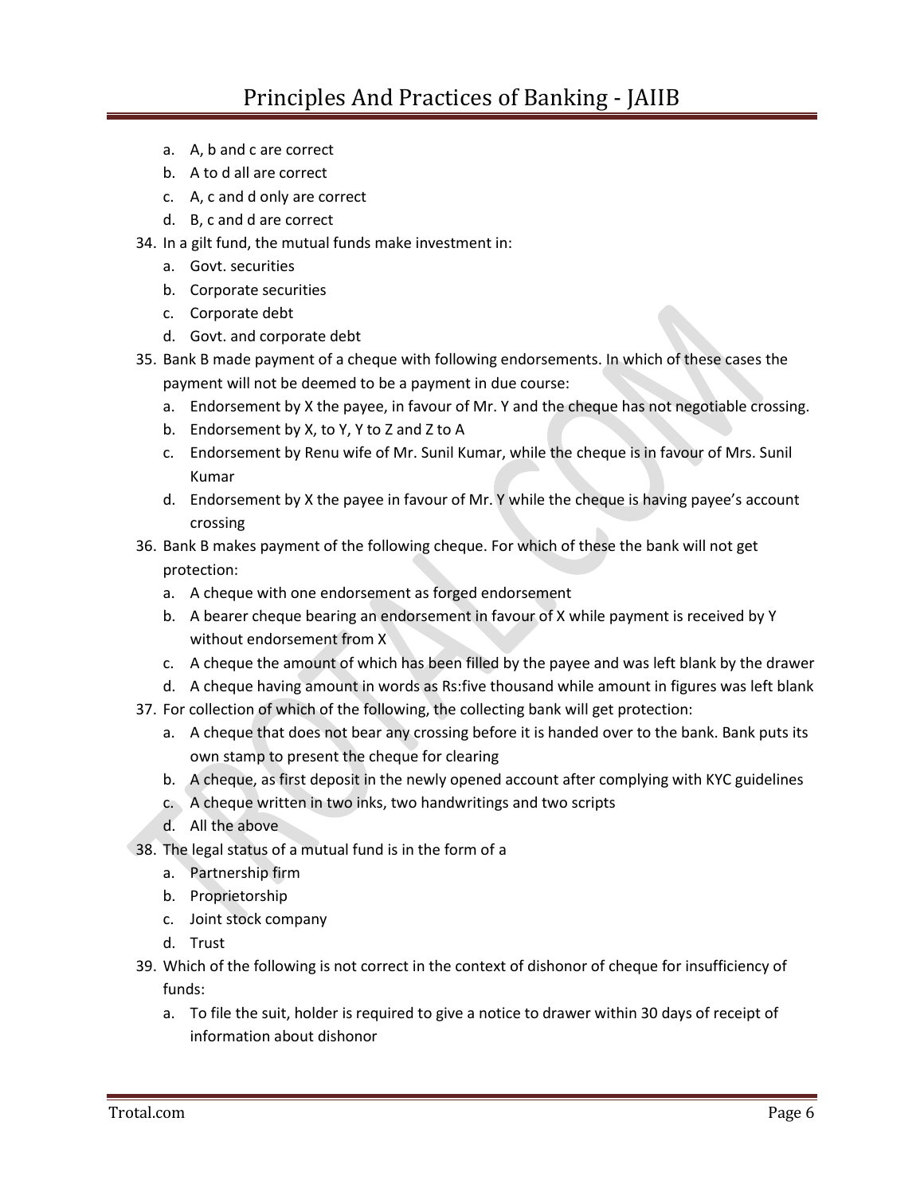a. A, b and c are correct
b. A to d all are correct
c. A, c and d only are correct
d. B, c and d are correct

34. In a gilt fund, the mutual funds make investment in:
    a. Govt. securities
    b. Corporate securities
    c. Corporate debt
    d. Govt. and corporate debt

35. Bank B made payment of a cheque with following endorsements. In which of these cases the payment will not be deemed to be a payment in due course:
    a. Endorsement by X the payee, in favour of Mr. Y and the cheque has not negotiable crossing.
    b. Endorsement by X, to Y, Y to Z and Z to A
    c. Endorsement by Renu wife of Mr. Sunil Kumar, while the cheque is in favour of Mrs. Sunil Kumar
    d. Endorsement by X the payee in favour of Mr. Y while the cheque is having payee's account crossing

36. Bank B makes payment of the following cheque. For which of these the bank will not get protection:
    a. A cheque with one endorsement as forged endorsement
    b. A bearer cheque bearing an endorsement in favour of X while payment is received by Y without endorsement from X
    c. A cheque the amount of which has been filled by the payee and was left blank by the drawer
    d. A cheque having amount in words as Rs:five thousand while amount in figures was left blank

37. For collection of which of the following, the collecting bank will get protection:
    a. A cheque that does not bear any crossing before it is handed over to the bank. Bank puts its own stamp to present the cheque for clearing
    b. A cheque, as first deposit in the newly opened account after complying with KYC guidelines
    c. A cheque written in two inks, two handwritings and two scripts
    d. All the above

38. The legal status of a mutual fund is in the form of a
    a. Partnership firm
    b. Proprietorship
    c. Joint stock company
    d. Trust

39. Which of the following is not correct in the context of dishonor of cheque for insufficiency of funds:
    a. To file the suit, holder is required to give a notice to drawer within 30 days of receipt of information about dishonor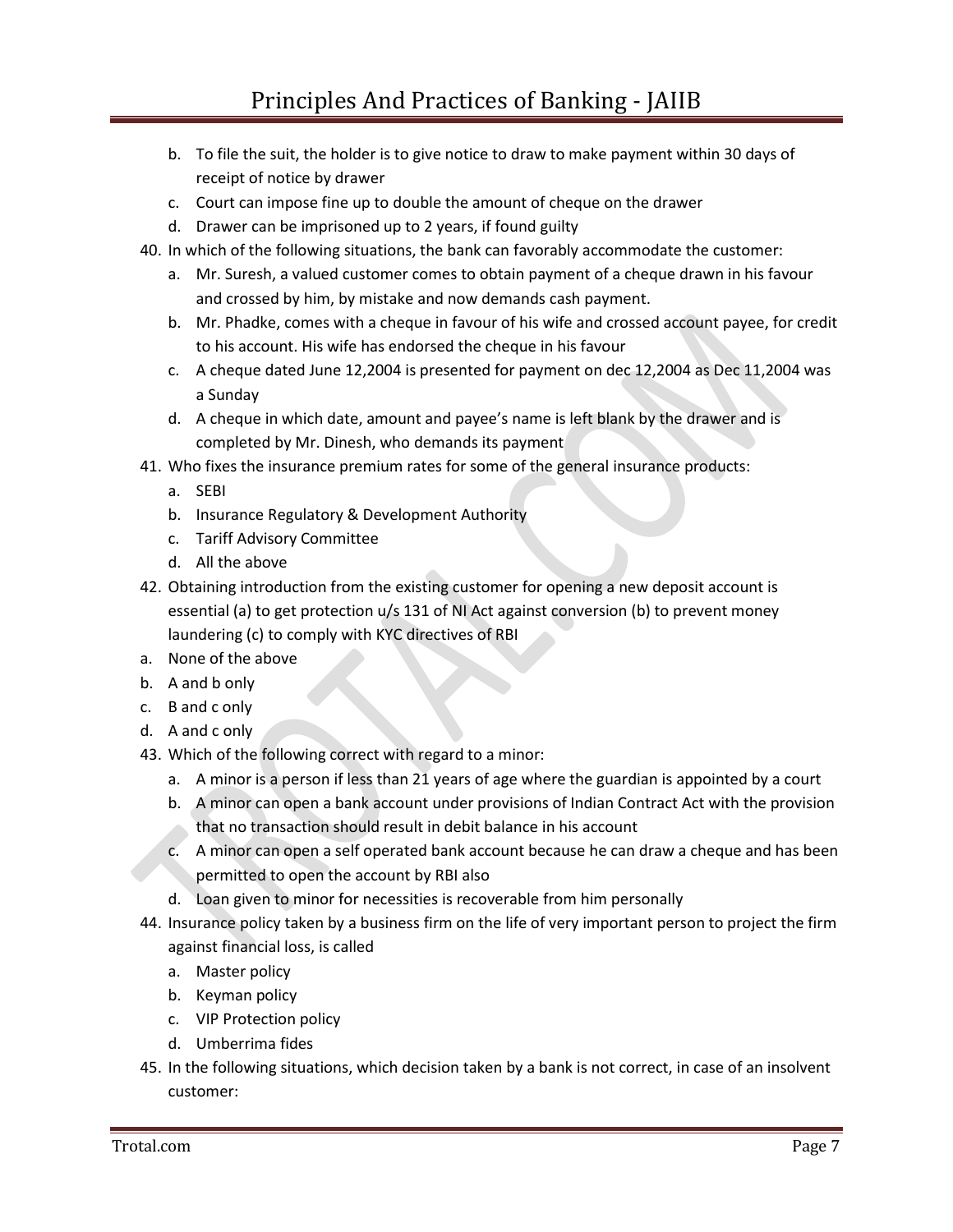b. To file the suit, the holder is to give notice to draw to make payment within 30 days of receipt of notice by drawer
c. Court can impose fine up to double the amount of cheque on the drawer
d. Drawer can be imprisoned up to 2 years, if found guilty

40. In which of the following situations, the bank can favorably accommodate the customer:
    a. Mr. Suresh, a valued customer comes to obtain payment of a cheque drawn in his favour and crossed by him, by mistake and now demands cash payment.
    b. Mr. Phadke, comes with a cheque in favour of his wife and crossed account payee, for credit to his account. His wife has endorsed the cheque in his favour
    c. A cheque dated June 12,2004 is presented for payment on dec 12,2004 as Dec 11,2004 was a Sunday
    d. A cheque in which date, amount and payee's name is left blank by the drawer and is completed by Mr. Dinesh, who demands its payment
41. Who fixes the insurance premium rates for some of the general insurance products:
    a. SEBI
    b. Insurance Regulatory & Development Authority
    c. Tariff Advisory Committee
    d. All the above
42. Obtaining introduction from the existing customer for opening a new deposit account is essential (a) to get protection u/s 131 of NI Act against conversion (b) to prevent money laundering (c) to comply with KYC directives of RBI

a. None of the above
b. A and b only
c. B and c only
d. A and c only

43. Which of the following correct with regard to a minor:
    a. A minor is a person if less than 21 years of age where the guardian is appointed by a court
    b. A minor can open a bank account under provisions of Indian Contract Act with the provision that no transaction should result in debit balance in his account
    c. A minor can open a self operated bank account because he can draw a cheque and has been permitted to open the account by RBI also
    d. Loan given to minor for necessities is recoverable from him personally
44. Insurance policy taken by a business firm on the life of very important person to project the firm against financial loss, is called
    a. Master policy
    b. Keyman policy
    c. VIP Protection policy
    d. Umberrima fides
45. In the following situations, which decision taken by a bank is not correct, in case of an insolvent customer: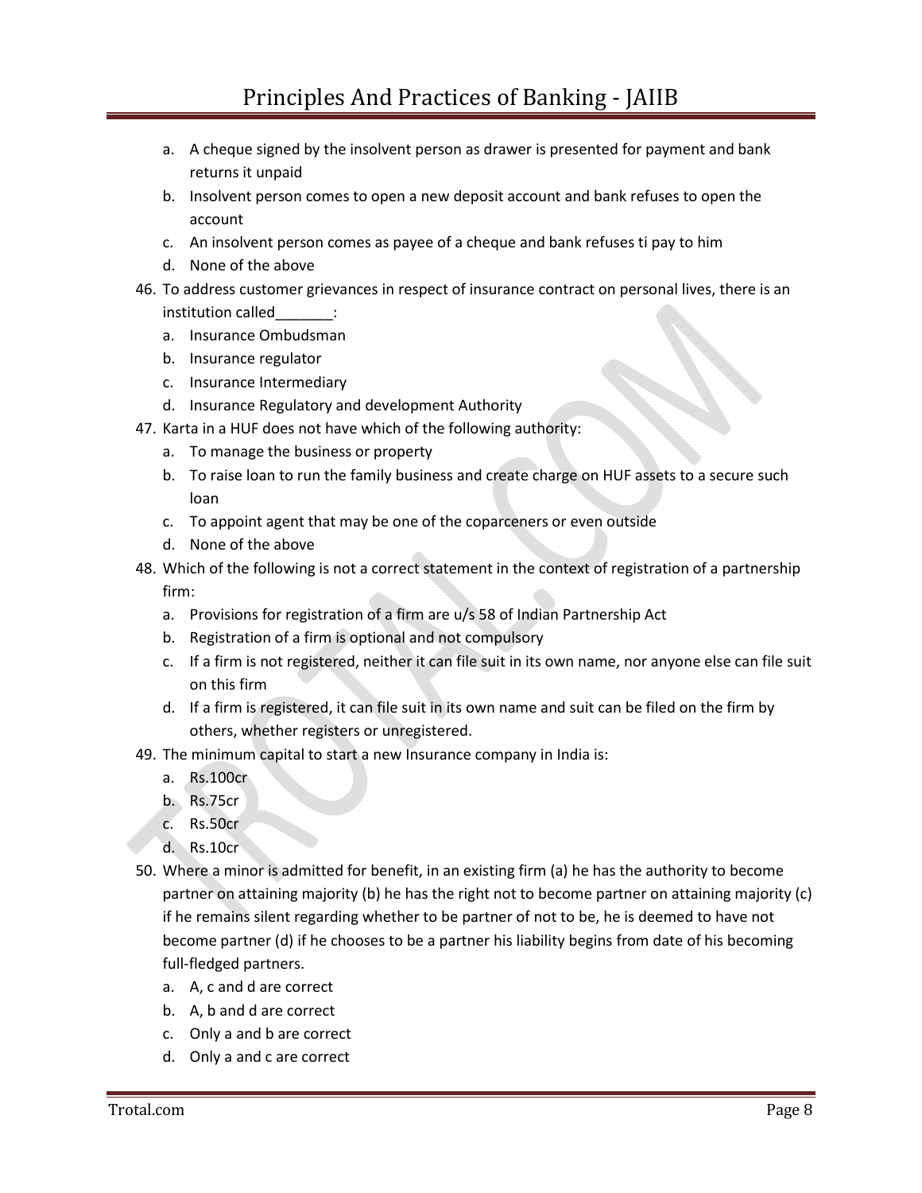a. A cheque signed by the insolvent person as drawer is presented for payment and bank returns it unpaid
b. Insolvent person comes to open a new deposit account and bank refuses to open the account
c. An insolvent person comes as payee of a cheque and bank refuses ti pay to him
d. None of the above

46. To address customer grievances in respect of insurance contract on personal lives, there is an institution called_______:
    a. Insurance Ombudsman
    b. Insurance regulator
    c. Insurance Intermediary
    d. Insurance Regulatory and development Authority
47. Karta in a HUF does not have which of the following authority:
    a. To manage the business or property
    b. To raise loan to run the family business and create charge on HUF assets to a secure such loan
    c. To appoint agent that may be one of the coparceners or even outside
    d. None of the above
48. Which of the following is not a correct statement in the context of registration of a partnership firm:
    a. Provisions for registration of a firm are u/s 58 of Indian Partnership Act
    b. Registration of a firm is optional and not compulsory
    c. If a firm is not registered, neither it can file suit in its own name, nor anyone else can file suit on this firm
    d. If a firm is registered, it can file suit in its own name and suit can be filed on the firm by others, whether registers or unregistered.
49. The minimum capital to start a new Insurance company in India is:
    a. Rs.100cr
    b. Rs.75cr
    c. Rs.50cr
    d. Rs.10cr
50. Where a minor is admitted for benefit, in an existing firm (a) he has the authority to become partner on attaining majority (b) he has the right not to become partner on attaining majority (c) if he remains silent regarding whether to be partner of not to be, he is deemed to have not become partner (d) if he chooses to be a partner his liability begins from date of his becoming full-fledged partners.
    a. A, c and d are correct
    b. A, b and d are correct
    c. Only a and b are correct
    d. Only a and c are correct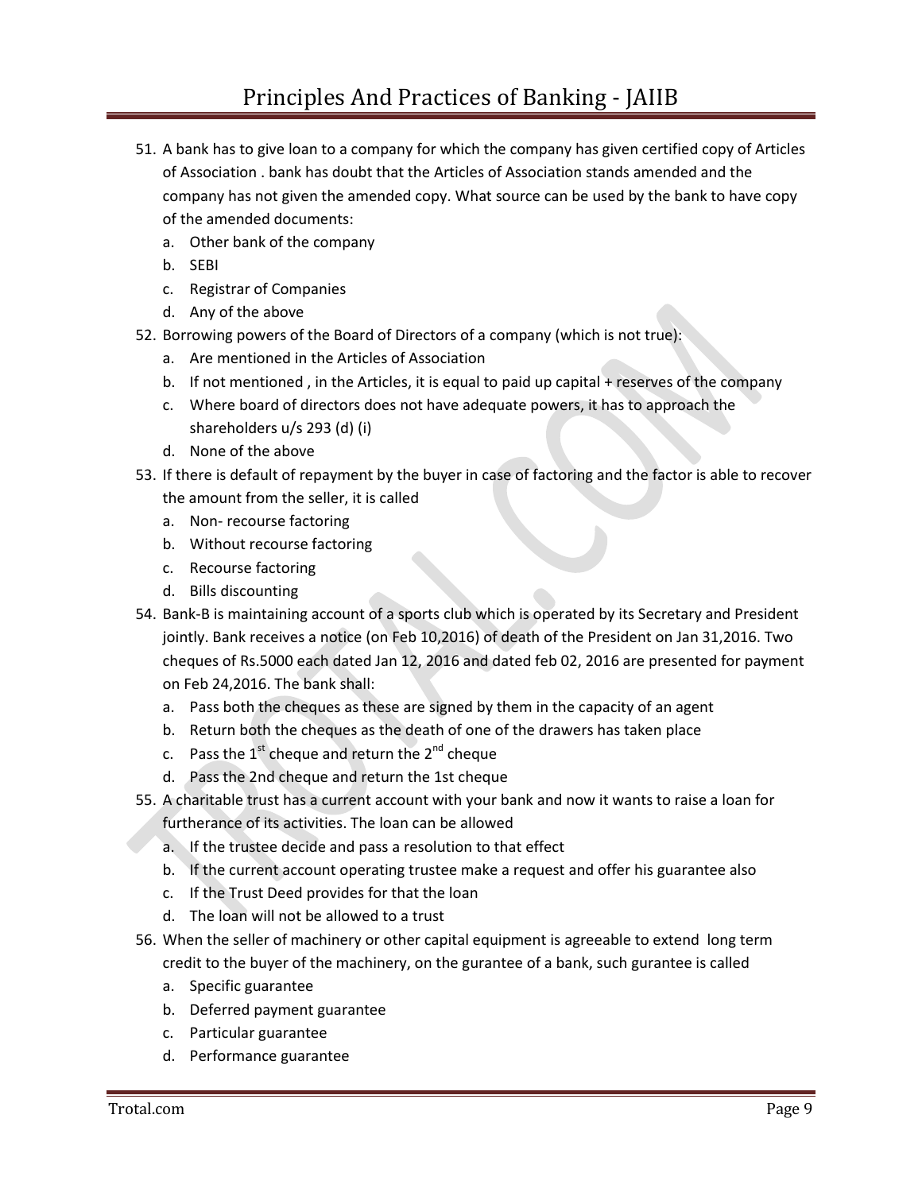51. A bank has to give loan to a company for which the company has given certified copy of Articles of Association . bank has doubt that the Articles of Association stands amended and the company has not given the amended copy. What source can be used by the bank to have copy of the amended documents:
    a. Other bank of the company
    b. SEBI
    c. Registrar of Companies
    d. Any of the above
52. Borrowing powers of the Board of Directors of a company (which is not true):
    a. Are mentioned in the Articles of Association
    b. If not mentioned , in the Articles, it is equal to paid up capital + reserves of the company
    c. Where board of directors does not have adequate powers, it has to approach the shareholders u/s 293 (d) (i)
    d. None of the above
53. If there is default of repayment by the buyer in case of factoring and the factor is able to recover the amount from the seller, it is called
    a. Non- recourse factoring
    b. Without recourse factoring
    c. Recourse factoring
    d. Bills discounting
54. Bank-B is maintaining account of a sports club which is operated by its Secretary and President jointly. Bank receives a notice (on Feb 10,2016) of death of the President on Jan 31,2016. Two cheques of Rs.5000 each dated Jan 12, 2016 and dated feb 02, 2016 are presented for payment on Feb 24,2016. The bank shall:
    a. Pass both the cheques as these are signed by them in the capacity of an agent
    b. Return both the cheques as the death of one of the drawers has taken place
    c. Pass the 1st cheque and return the 2nd cheque
    d. Pass the 2nd cheque and return the 1st cheque
55. A charitable trust has a current account with your bank and now it wants to raise a loan for furtherance of its activities. The loan can be allowed
    a. If the trustee decide and pass a resolution to that effect
    b. If the current account operating trustee make a request and offer his guarantee also
    c. If the Trust Deed provides for that the loan
    d. The loan will not be allowed to a trust
56. When the seller of machinery or other capital equipment is agreeable to extend long term credit to the buyer of the machinery, on the gurantee of a bank, such gurantee is called
    a. Specific guarantee
    b. Deferred payment guarantee
    c. Particular guarantee
    d. Performance guarantee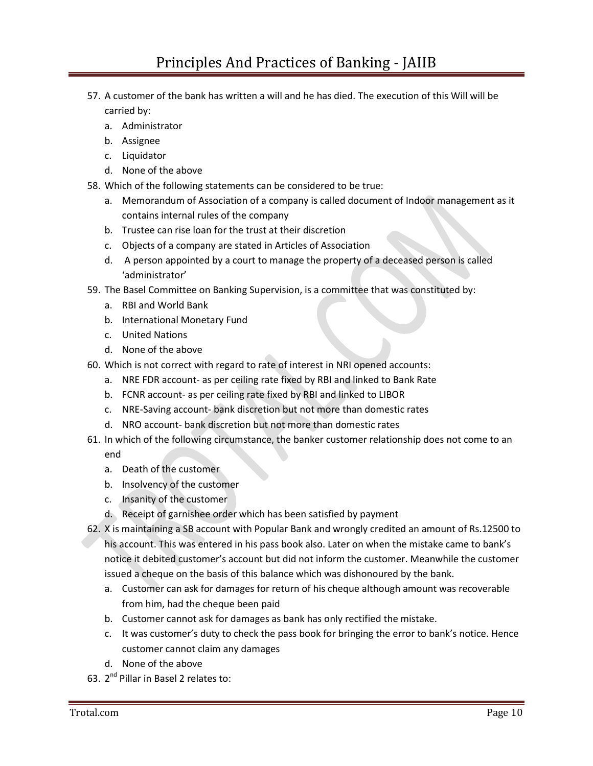57. A customer of the bank has written a will and he has died. The execution of this Will will be carried by:
    a. Administrator
    b. Assignee
    c. Liquidator
    d. None of the above
58. Which of the following statements can be considered to be true:
    a. Memorandum of Association of a company is called document of Indoor management as it contains internal rules of the company
    b. Trustee can rise loan for the trust at their discretion
    c. Objects of a company are stated in Articles of Association
    d. A person appointed by a court to manage the property of a deceased person is called 'administrator'
59. The Basel Committee on Banking Supervision, is a committee that was constituted by:
    a. RBI and World Bank
    b. International Monetary Fund
    c. United Nations
    d. None of the above
60. Which is not correct with regard to rate of interest in NRI opened accounts:
    a. NRE FDR account- as per ceiling rate fixed by RBI and linked to Bank Rate
    b. FCNR account- as per ceiling rate fixed by RBI and linked to LIBOR
    c. NRE-Saving account- bank discretion but not more than domestic rates
    d. NRO account- bank discretion but not more than domestic rates
61. In which of the following circumstance, the banker customer relationship does not come to an end
    a. Death of the customer
    b. Insolvency of the customer
    c. Insanity of the customer
    d. Receipt of garnishee order which has been satisfied by payment
62. X is maintaining a SB account with Popular Bank and wrongly credited an amount of Rs.12500 to his account. This was entered in his pass book also. Later on when the mistake came to bank's notice it debited customer's account but did not inform the customer. Meanwhile the customer issued a cheque on the basis of this balance which was dishonoured by the bank.
    a. Customer can ask for damages for return of his cheque although amount was recoverable from him, had the cheque been paid
    b. Customer cannot ask for damages as bank has only rectified the mistake.
    c. It was customer's duty to check the pass book for bringing the error to bank's notice. Hence customer cannot claim any damages
    d. None of the above
63. 2nd Pillar in Basel 2 relates to: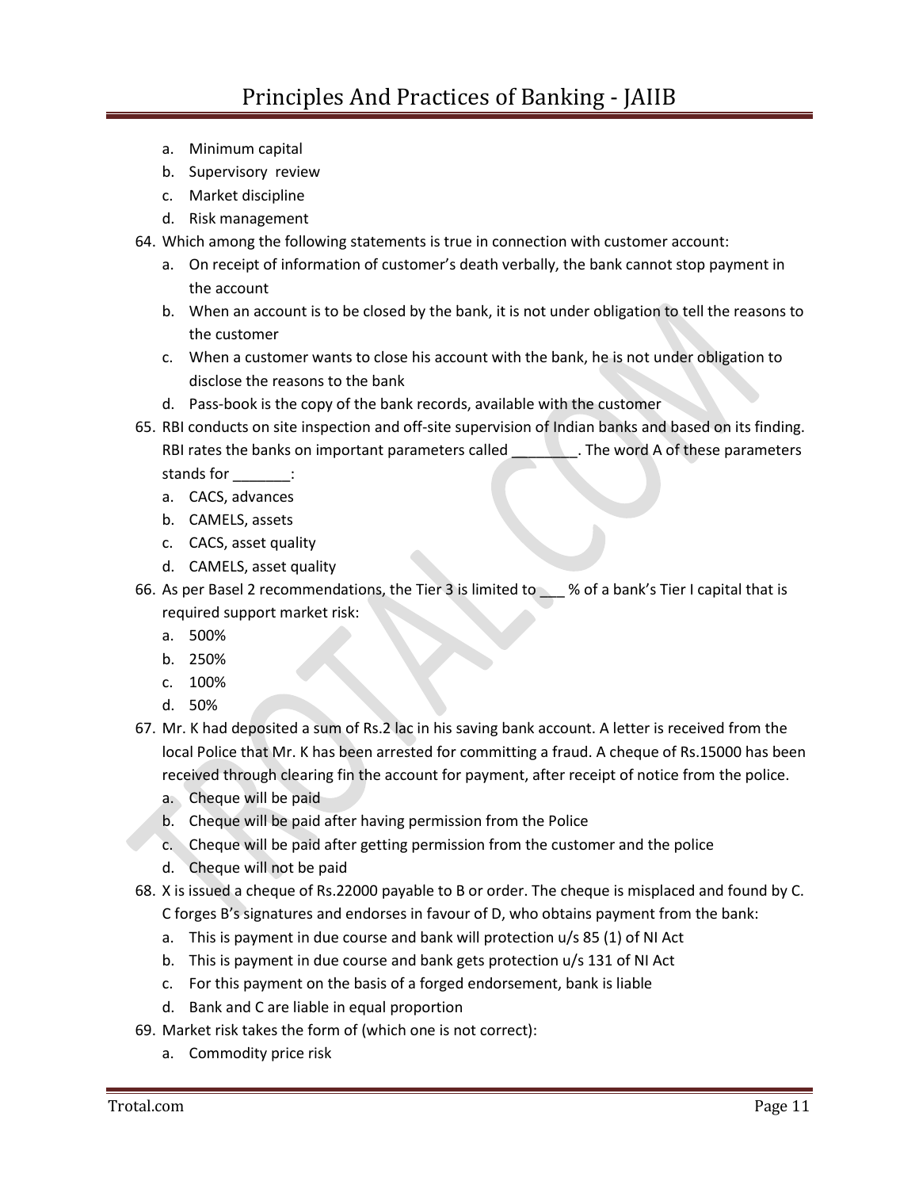a. Minimum capital
b. Supervisory review
c. Market discipline
d. Risk management

64. Which among the following statements is true in connection with customer account:
    a. On receipt of information of customer's death verbally, the bank cannot stop payment in the account
    b. When an account is to be closed by the bank, it is not under obligation to tell the reasons to the customer
    c. When a customer wants to close his account with the bank, he is not under obligation to disclose the reasons to the bank
    d. Pass-book is the copy of the bank records, available with the customer
65. RBI conducts on site inspection and off-site supervision of Indian banks and based on its finding. RBI rates the banks on important parameters called ________. The word A of these parameters stands for _______:
    a. CACS, advances
    b. CAMELS, assets
    c. CACS, asset quality
    d. CAMELS, asset quality
66. As per Basel 2 recommendations, the Tier 3 is limited to ___ % of a bank's Tier I capital that is required support market risk:
    a. 500%
    b. 250%
    c. 100%
    d. 50%
67. Mr. K had deposited a sum of Rs.2 lac in his saving bank account. A letter is received from the local Police that Mr. K has been arrested for committing a fraud. A cheque of Rs.15000 has been received through clearing fin the account for payment, after receipt of notice from the police.
    a. Cheque will be paid
    b. Cheque will be paid after having permission from the Police
    c. Cheque will be paid after getting permission from the customer and the police
    d. Cheque will not be paid
68. X is issued a cheque of Rs.22000 payable to B or order. The cheque is misplaced and found by C. C forges B's signatures and endorses in favour of D, who obtains payment from the bank:
    a. This is payment in due course and bank will protection u/s 85 (1) of NI Act
    b. This is payment in due course and bank gets protection u/s 131 of NI Act
    c. For this payment on the basis of a forged endorsement, bank is liable
    d. Bank and C are liable in equal proportion
69. Market risk takes the form of (which one is not correct):
    a. Commodity price risk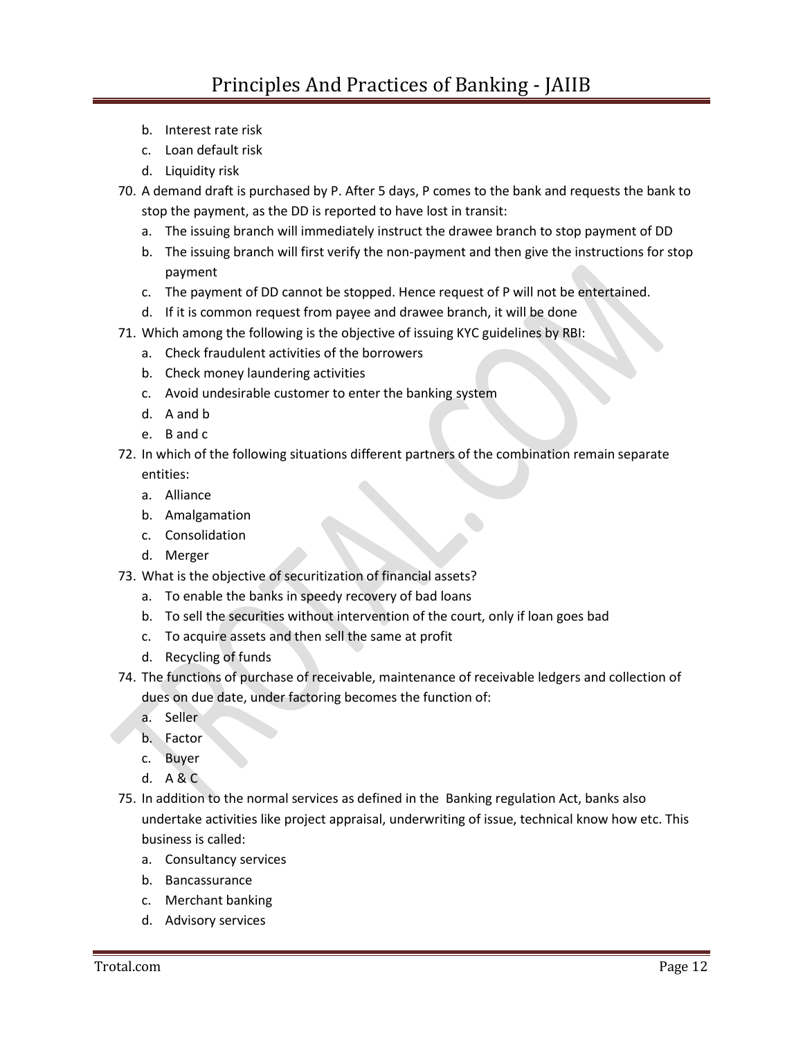b. Interest rate risk
c. Loan default risk
d. Liquidity risk

70. A demand draft is purchased by P. After 5 days, P comes to the bank and requests the bank to stop the payment, as the DD is reported to have lost in transit:
    a. The issuing branch will immediately instruct the drawee branch to stop payment of DD
    b. The issuing branch will first verify the non-payment and then give the instructions for stop payment
    c. The payment of DD cannot be stopped. Hence request of P will not be entertained.
    d. If it is common request from payee and drawee branch, it will be done
71. Which among the following is the objective of issuing KYC guidelines by RBI:
    a. Check fraudulent activities of the borrowers
    b. Check money laundering activities
    c. Avoid undesirable customer to enter the banking system
    d. A and b
    e. B and c
72. In which of the following situations different partners of the combination remain separate entities:
    a. Alliance
    b. Amalgamation
    c. Consolidation
    d. Merger
73. What is the objective of securitization of financial assets?
    a. To enable the banks in speedy recovery of bad loans
    b. To sell the securities without intervention of the court, only if loan goes bad
    c. To acquire assets and then sell the same at profit
    d. Recycling of funds
74. The functions of purchase of receivable, maintenance of receivable ledgers and collection of dues on due date, under factoring becomes the function of:
    a. Seller
    b. Factor
    c. Buyer
    d. A & C
75. In addition to the normal services as defined in the Banking regulation Act, banks also undertake activities like project appraisal, underwriting of issue, technical know how etc. This business is called:
    a. Consultancy services
    b. Bancassurance
    c. Merchant banking
    d. Advisory services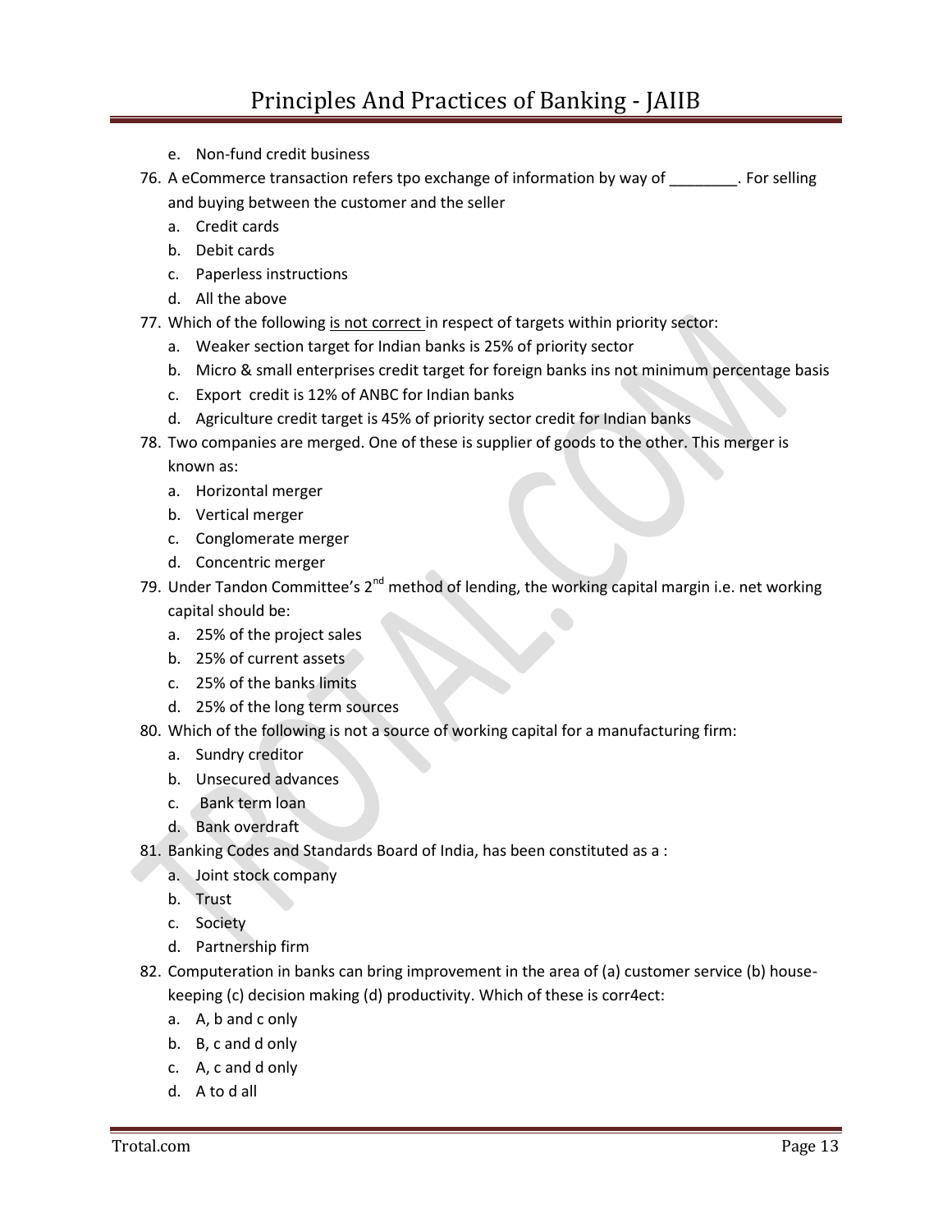e. Non-fund credit business

76. A eCommerce transaction refers tpo exchange of information by way of ________. For selling and buying between the customer and the seller
    a. Credit cards
    b. Debit cards
    c. Paperless instructions
    d. All the above
77. Which of the following is not correct in respect of targets within priority sector:
    a. Weaker section target for Indian banks is 25% of priority sector
    b. Micro & small enterprises credit target for foreign banks ins not minimum percentage basis
    c. Export credit is 12% of ANBC for Indian banks
    d. Agriculture credit target is 45% of priority sector credit for Indian banks
78. Two companies are merged. One of these is supplier of goods to the other. This merger is known as:
    a. Horizontal merger
    b. Vertical merger
    c. Conglomerate merger
    d. Concentric merger
79. Under Tandon Committee's 2nd method of lending, the working capital margin i.e. net working capital should be:
    a. 25% of the project sales
    b. 25% of current assets
    c. 25% of the banks limits
    d. 25% of the long term sources
80. Which of the following is not a source of working capital for a manufacturing firm:
    a. Sundry creditor
    b. Unsecured advances
    c. Bank term loan
    d. Bank overdraft
81. Banking Codes and Standards Board of India, has been constituted as a :
    a. Joint stock company
    b. Trust
    c. Society
    d. Partnership firm
82. Computeration in banks can bring improvement in the area of (a) customer service (b) house-keeping (c) decision making (d) productivity. Which of these is corr4ect:
    a. A, b and c only
    b. B, c and d only
    c. A, c and d only
    d. A to d all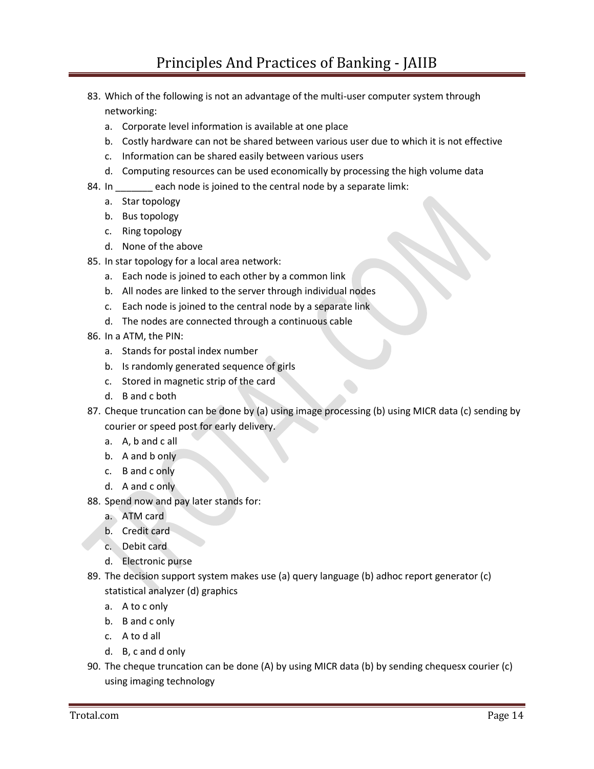83. Which of the following is not an advantage of the multi-user computer system through networking:
    a. Corporate level information is available at one place
    b. Costly hardware can not be shared between various user due to which it is not effective
    c. Information can be shared easily between various users
    d. Computing resources can be used economically by processing the high volume data
84. In _______ each node is joined to the central node by a separate limk:
    a. Star topology
    b. Bus topology
    c. Ring topology
    d. None of the above
85. In star topology for a local area network:
    a. Each node is joined to each other by a common link
    b. All nodes are linked to the server through individual nodes
    c. Each node is joined to the central node by a separate link
    d. The nodes are connected through a continuous cable
86. In a ATM, the PIN:
    a. Stands for postal index number
    b. Is randomly generated sequence of girls
    c. Stored in magnetic strip of the card
    d. B and c both
87. Cheque truncation can be done by (a) using image processing (b) using MICR data (c) sending by courier or speed post for early delivery.
    a. A, b and c all
    b. A and b only
    c. B and c only
    d. A and c only
88. Spend now and pay later stands for:
    a. ATM card
    b. Credit card
    c. Debit card
    d. Electronic purse
89. The decision support system makes use (a) query language (b) adhoc report generator (c) statistical analyzer (d) graphics
    a. A to c only
    b. B and c only
    c. A to d all
    d. B, c and d only
90. The cheque truncation can be done (A) by using MICR data (b) by sending chequesx courier (c) using imaging technology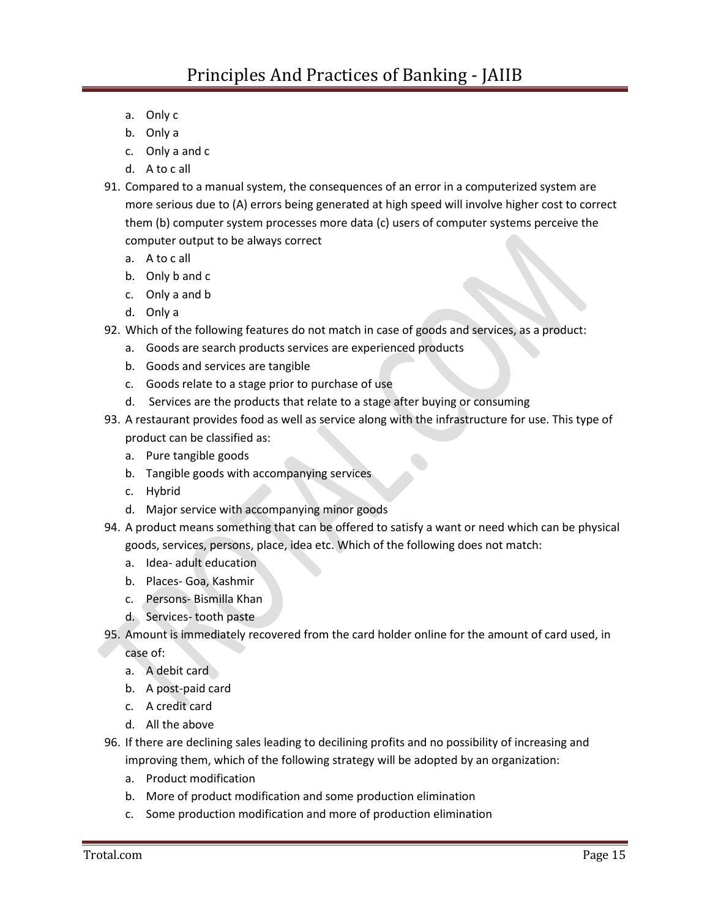a. Only c
b. Only a
c. Only a and c
d. A to c all

91. Compared to a manual system, the consequences of an error in a computerized system are more serious due to (A) errors being generated at high speed will involve higher cost to correct them (b) computer system processes more data (c) users of computer systems perceive the computer output to be always correct
    a. A to c all
    b. Only b and c
    c. Only a and b
    d. Only a
92. Which of the following features do not match in case of goods and services, as a product:
    a. Goods are search products services are experienced products
    b. Goods and services are tangible
    c. Goods relate to a stage prior to purchase of use
    d. Services are the products that relate to a stage after buying or consuming
93. A restaurant provides food as well as service along with the infrastructure for use. This type of product can be classified as:
    a. Pure tangible goods
    b. Tangible goods with accompanying services
    c. Hybrid
    d. Major service with accompanying minor goods
94. A product means something that can be offered to satisfy a want or need which can be physical goods, services, persons, place, idea etc. Which of the following does not match:
    a. Idea- adult education
    b. Places- Goa, Kashmir
    c. Persons- Bismilla Khan
    d. Services- tooth paste
95. Amount is immediately recovered from the card holder online for the amount of card used, in case of:
    a. A debit card
    b. A post-paid card
    c. A credit card
    d. All the above
96. If there are declining sales leading to decilining profits and no possibility of increasing and improving them, which of the following strategy will be adopted by an organization:
    a. Product modification
    b. More of product modification and some production elimination
    c. Some production modification and more of production elimination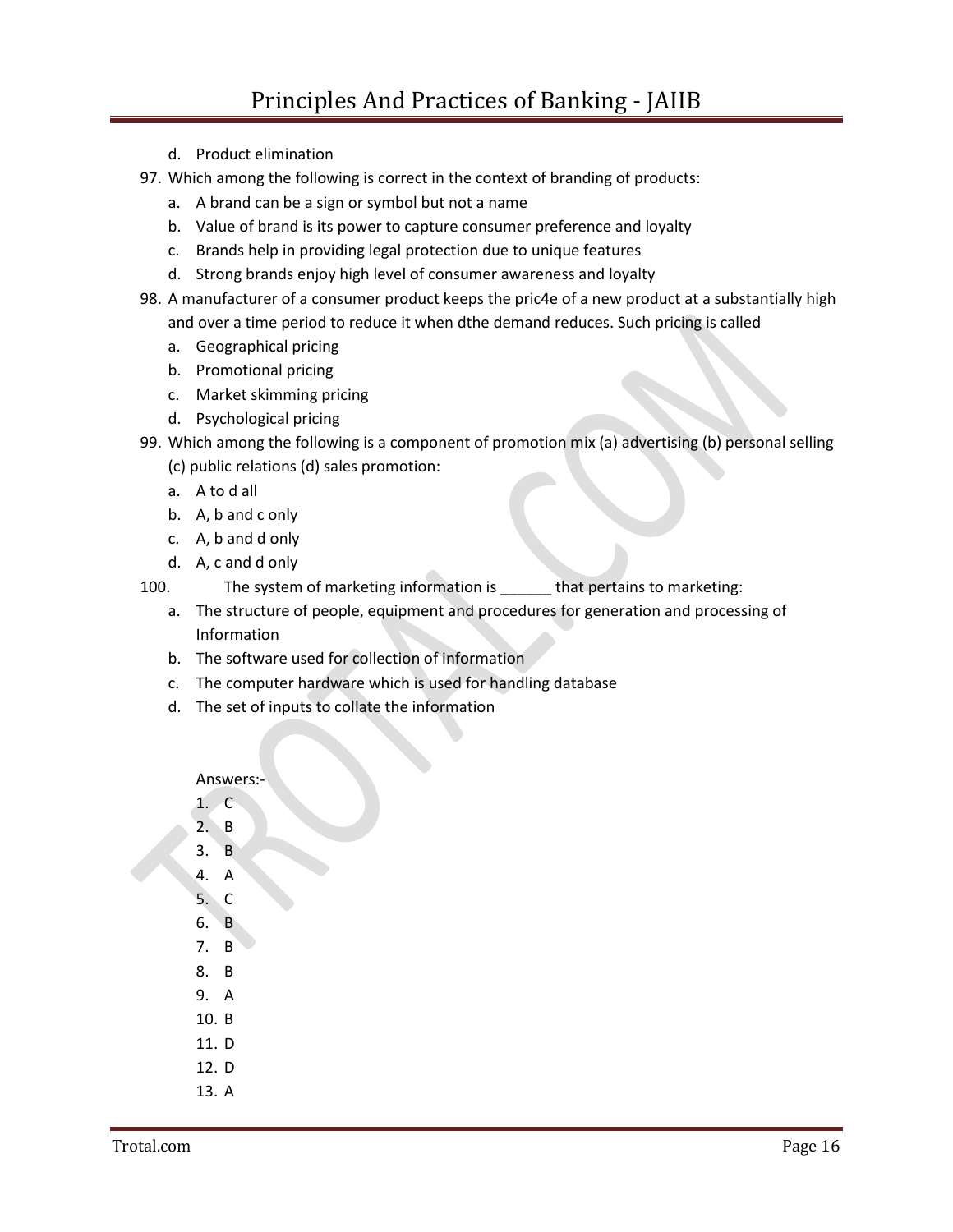d. Product elimination

97. Which among the following is correct in the context of branding of products:
    a. A brand can be a sign or symbol but not a name
    b. Value of brand is its power to capture consumer preference and loyalty
    c. Brands help in providing legal protection due to unique features
    d. Strong brands enjoy high level of consumer awareness and loyalty
98. A manufacturer of a consumer product keeps the pric4e of a new product at a substantially high and over a time period to reduce it when dthe demand reduces. Such pricing is called
    a. Geographical pricing
    b. Promotional pricing
    c. Market skimming pricing
    d. Psychological pricing
99. Which among the following is a component of promotion mix (a) advertising (b) personal selling (c) public relations (d) sales promotion:
    a. A to d all
    b. A, b and c only
    c. A, b and d only
    d. A, c and d only
100. The system of marketing information is ______ that pertains to marketing:
    a. The structure of people, equipment and procedures for generation and processing of Information
    b. The software used for collection of information
    c. The computer hardware which is used for handling database
    d. The set of inputs to collate the information

Answers:-

1. C
2. B
3. B
4. A
5. C
6. B
7. B
8. B
9. A
10. B
11. D
12. D
13. A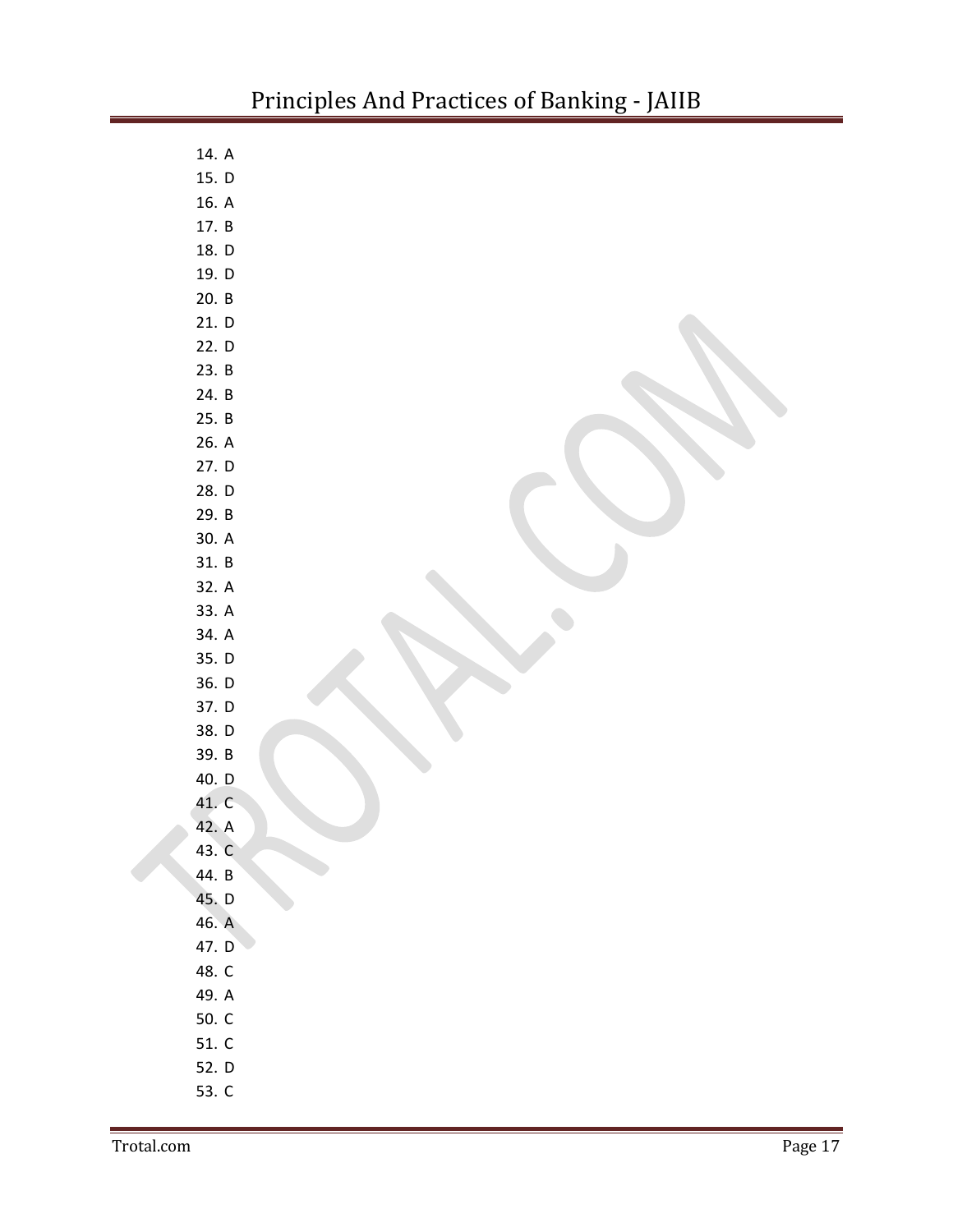14. A
15. D
16. A
17. B
18. D
19. D
20. B
21. D
22. D
23. B
24. B
25. B
26. A
27. D
28. D
29. B
30. A
31. B
32. A
33. A
34. A
35. D
36. D
37. D
38. D
39. B
40. D
41. C
42. A
43. C
44. B
45. D
46. A
47. D
48. C
49. A
50. C
51. C
52. D
53. C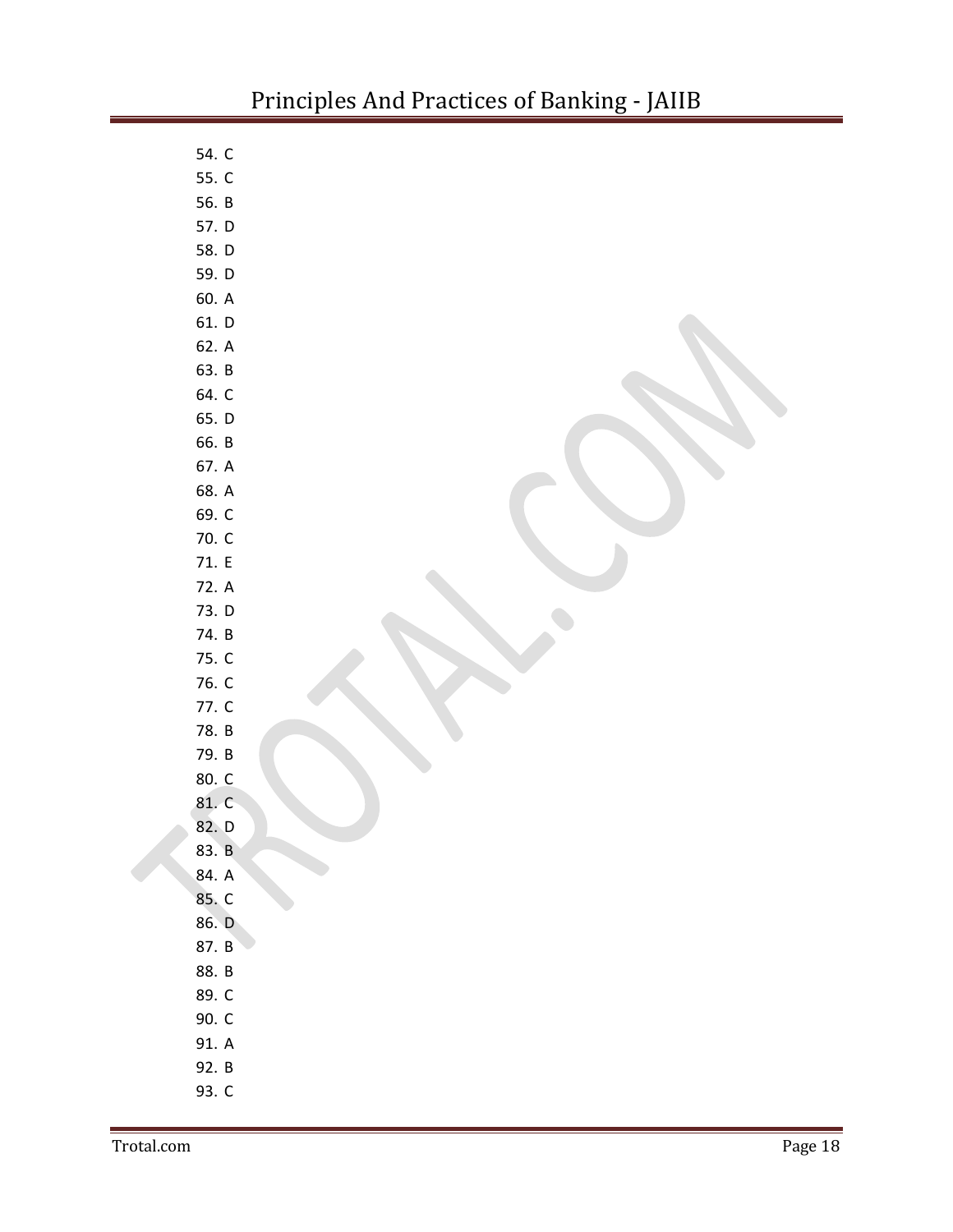54. C
55. C
56. B
57. D
58. D
59. D
60. A
61. D
62. A
63. B
64. C
65. D
66. B
67. A
68. A
69. C
70. C
71. E
72. A
73. D
74. B
75. C
76. C
77. C
78. B
79. B
80. C
81. C
82. D
83. B
84. A
85. C
86. D
87. B
88. B
89. C
90. C
91. A
92. B
93. C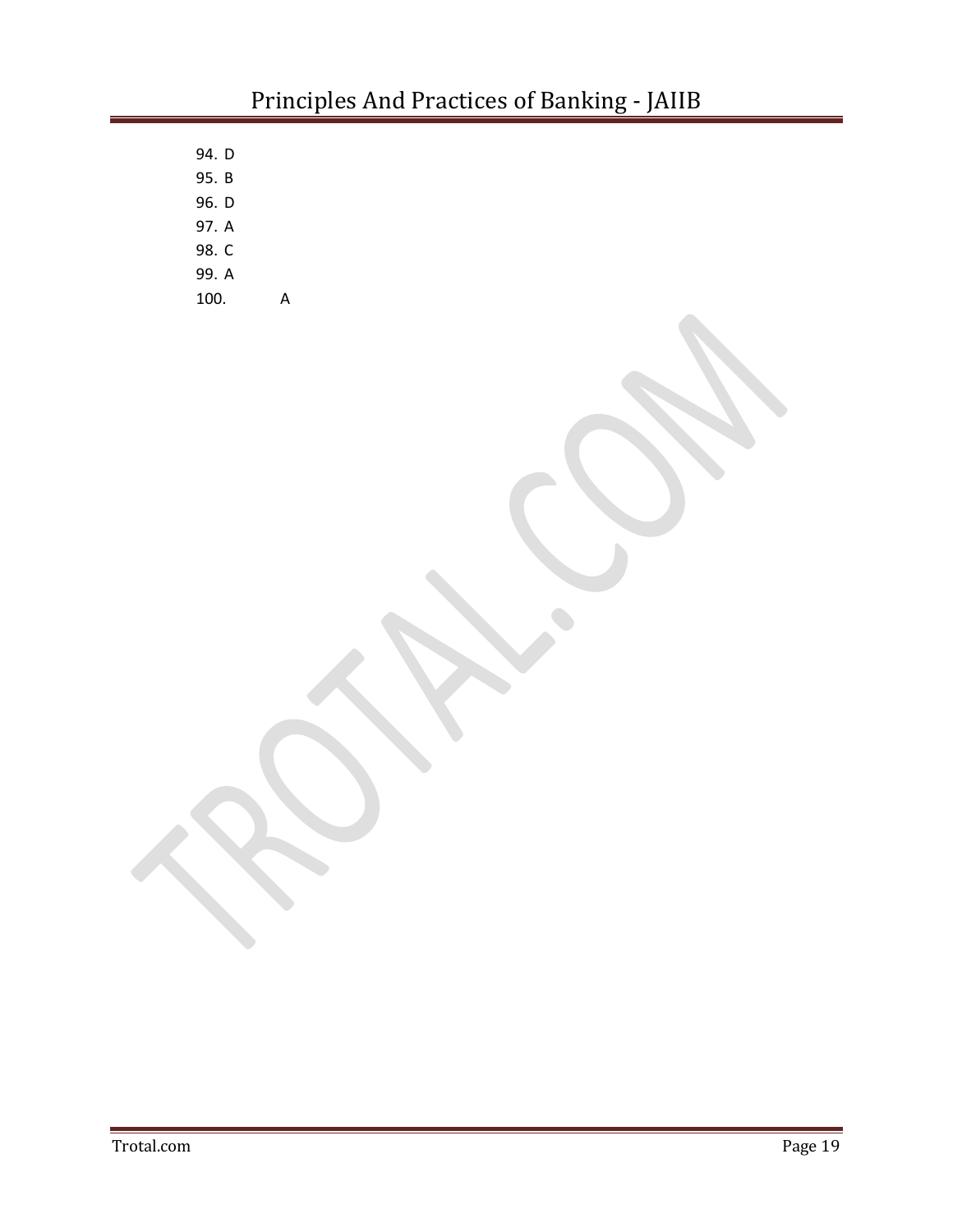94. D
95. B
96. D
97. A
98. C
99. A
100. A